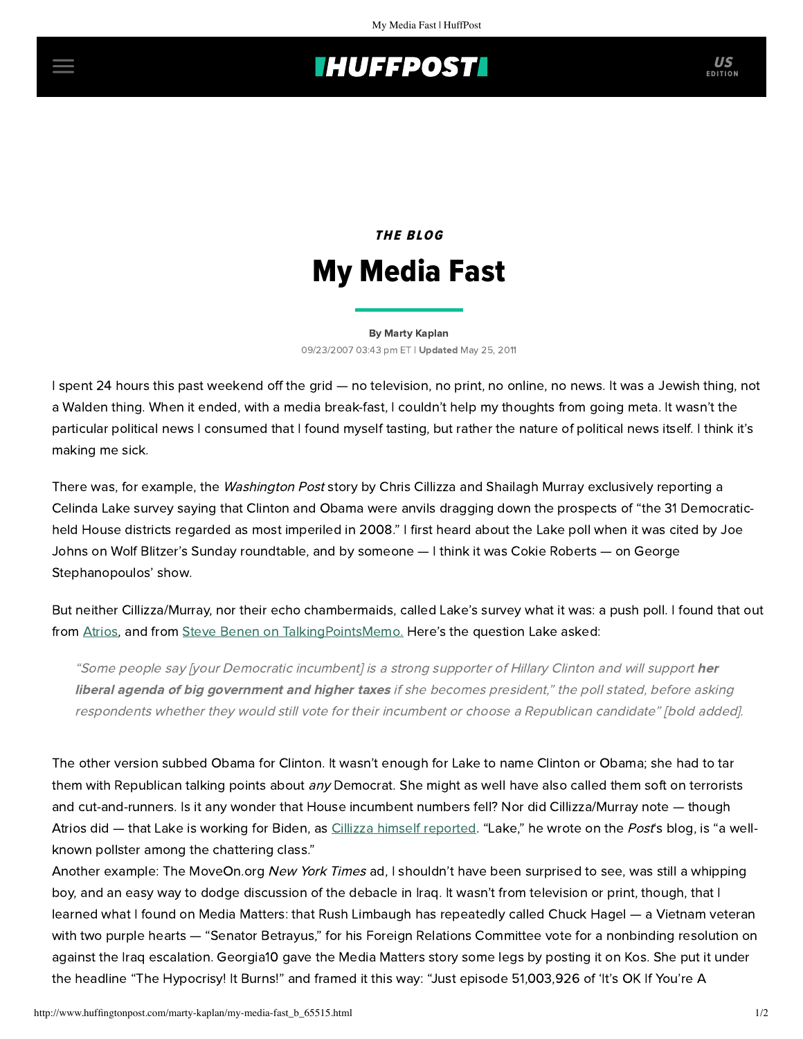THE BLOG

# My Media Fast

By Marty Kaplan

09/23/2007 03:43 pm ET | **Updated** May 25, 2011

I spent 24 hours this past weekend off the grid — no television, no print, no online, no news. It was a Jewish thing, not a Walden thing. When it ended, with a media break-fast, I couldn't help my thoughts from going meta. It wasn't the particular political news I consumed that I found myself tasting, but rather the nature of political news itself. I think it's making me sick.

There was, for example, the *Washington Post* story by Chris Cillizza and Shailagh Murray exclusively reporting a Celinda Lake survey saying that Clinton and Obama were anvils dragging down the prospects of "the 31 Democratic-held House districts regarded as most imperiled in 2008." I first heard about the Lake poll when it was cited by Joe Johns on Wolf Blitzer's Sunday roundtable, and by someone — I think it was Cokie Roberts — on George Stephanopoulos' show.

But neither Cillizza/Murray, nor their echo chambermaids, called Lake's survey what it was: a push poll. I found that out from Atrios, and from Steve Benen on TalkingPointsMemo. Here's the question Lake asked:

> *"Some people say [your Democratic incumbent] is a strong supporter of Hillary Clinton and will support* ***her liberal agenda of big government and higher taxes*** *if she becomes president," the poll stated, before asking respondents whether they would still vote for their incumbent or choose a Republican candidate" [bold added].*

The other version subbed Obama for Clinton. It wasn't enough for Lake to name Clinton or Obama; she had to tar them with Republican talking points about *any* Democrat. She might as well have also called them soft on terrorists and cut-and-runners. Is it any wonder that House incumbent numbers fell? Nor did Cillizza/Murray note — though Atrios did — that Lake is working for Biden, as Cillizza himself reported. "Lake," he wrote on the *Post*'s blog, is "a well-known pollster among the chattering class."

Another example: The MoveOn.org *New York Times* ad, I shouldn't have been surprised to see, was still a whipping boy, and an easy way to dodge discussion of the debacle in Iraq. It wasn't from television or print, though, that I learned what I found on Media Matters: that Rush Limbaugh has repeatedly called Chuck Hagel — a Vietnam veteran with two purple hearts — "Senator Betrayus," for his Foreign Relations Committee vote for a nonbinding resolution on against the Iraq escalation. Georgia10 gave the Media Matters story some legs by posting it on Kos. She put it under the headline "The Hypocrisy! It Burns!" and framed it this way: "Just episode 51,003,926 of 'It's OK If You're A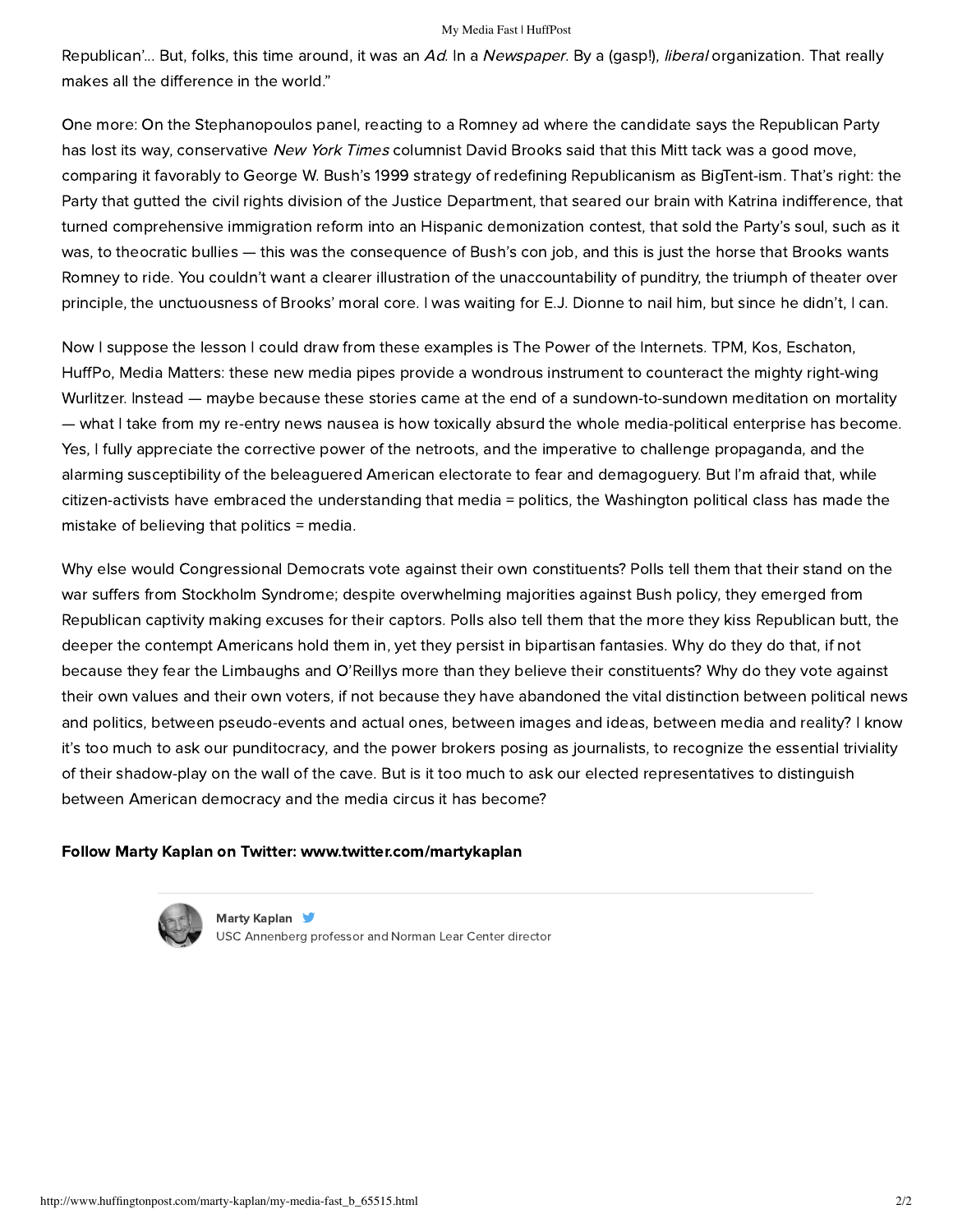Republican'... But, folks, this time around, it was an *Ad*. In a *Newspaper*. By a (gasp!), *liberal* organization. That really makes all the difference in the world."

One more: On the Stephanopoulos panel, reacting to a Romney ad where the candidate says the Republican Party has lost its way, conservative *New York Times* columnist David Brooks said that this Mitt tack was a good move, comparing it favorably to George W. Bush's 1999 strategy of redefining Republicanism as BigTent-ism. That's right: the Party that gutted the civil rights division of the Justice Department, that seared our brain with Katrina indifference, that turned comprehensive immigration reform into an Hispanic demonization contest, that sold the Party's soul, such as it was, to theocratic bullies — this was the consequence of Bush's con job, and this is just the horse that Brooks wants Romney to ride. You couldn't want a clearer illustration of the unaccountability of punditry, the triumph of theater over principle, the unctuousness of Brooks' moral core. I was waiting for E.J. Dionne to nail him, but since he didn't, I can.

Now I suppose the lesson I could draw from these examples is The Power of the Internets. TPM, Kos, Eschaton, HuffPo, Media Matters: these new media pipes provide a wondrous instrument to counteract the mighty right-wing Wurlitzer. Instead — maybe because these stories came at the end of a sundown-to-sundown meditation on mortality — what I take from my re-entry news nausea is how toxically absurd the whole media-political enterprise has become. Yes, I fully appreciate the corrective power of the netroots, and the imperative to challenge propaganda, and the alarming susceptibility of the beleaguered American electorate to fear and demagoguery. But I'm afraid that, while citizen-activists have embraced the understanding that media = politics, the Washington political class has made the mistake of believing that politics = media.

Why else would Congressional Democrats vote against their own constituents? Polls tell them that their stand on the war suffers from Stockholm Syndrome; despite overwhelming majorities against Bush policy, they emerged from Republican captivity making excuses for their captors. Polls also tell them that the more they kiss Republican butt, the deeper the contempt Americans hold them in, yet they persist in bipartisan fantasies. Why do they do that, if not because they fear the Limbaughs and O'Reillys more than they believe their constituents? Why do they vote against their own values and their own voters, if not because they have abandoned the vital distinction between political news and politics, between pseudo-events and actual ones, between images and ideas, between media and reality? I know it's too much to ask our punditocracy, and the power brokers posing as journalists, to recognize the essential triviality of their shadow-play on the wall of the cave. But is it too much to ask our elected representatives to distinguish between American democracy and the media circus it has become?

**Follow Marty Kaplan on Twitter: www.twitter.com/martykaplan**

Marty Kaplan
USC Annenberg professor and Norman Lear Center director